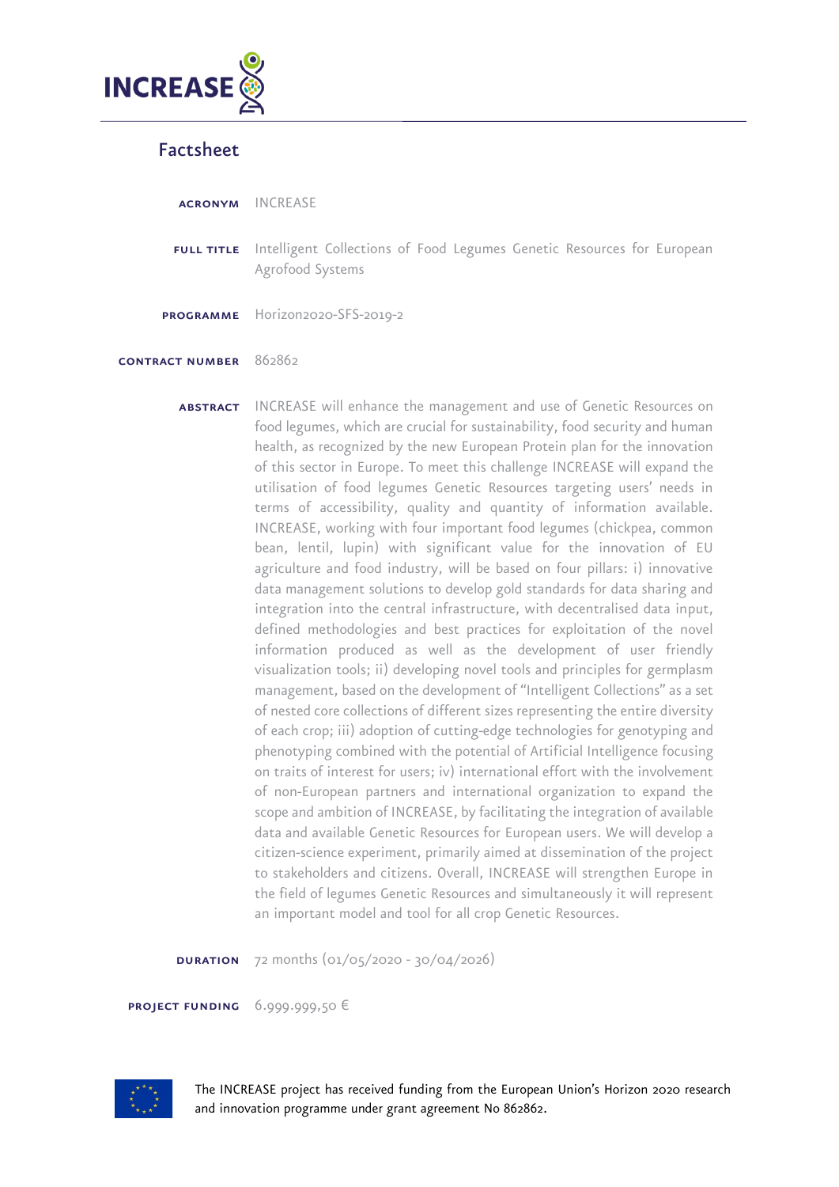INCREASE

## Factsheet

**ACRONYM** INCREASE

**FULL TITLE** Intelligent Collections of Food Legumes Genetic Resources for European Agrofood Systems

**PROGRAMME** Horizon2020-SFS-2019-2

**CONTRACT NUMBER** 862862

**ABSTRACT** INCREASE will enhance the management and use of Genetic Resources on food legumes, which are crucial for sustainability, food security and human health, as recognized by the new European Protein plan for the innovation of this sector in Europe. To meet this challenge INCREASE will expand the utilisation of food legumes Genetic Resources targeting users' needs in terms of accessibility, quality and quantity of information available. INCREASE, working with four important food legumes (chickpea, common bean, lentil, lupin) with significant value for the innovation of EU agriculture and food industry, will be based on four pillars: i) innovative data management solutions to develop gold standards for data sharing and integration into the central infrastructure, with decentralised data input, defined methodologies and best practices for exploitation of the novel information produced as well as the development of user friendly visualization tools; ii) developing novel tools and principles for germplasm management, based on the development of "Intelligent Collections" as a set of nested core collections of different sizes representing the entire diversity of each crop; iii) adoption of cutting-edge technologies for genotyping and phenotyping combined with the potential of Artificial Intelligence focusing on traits of interest for users; iv) international effort with the involvement of non-European partners and international organization to expand the scope and ambition of INCREASE, by facilitating the integration of available data and available Genetic Resources for European users. We will develop a citizen-science experiment, primarily aimed at dissemination of the project to stakeholders and citizens. Overall, INCREASE will strengthen Europe in the field of legumes Genetic Resources and simultaneously it will represent an important model and tool for all crop Genetic Resources.

**DURATION** 72 months (01/05/2020 - 30/04/2026)

**PROJECT FUNDING** 6.999.999,50 €

The INCREASE project has received funding from the European Union's Horizon 2020 research and innovation programme under grant agreement No 862862.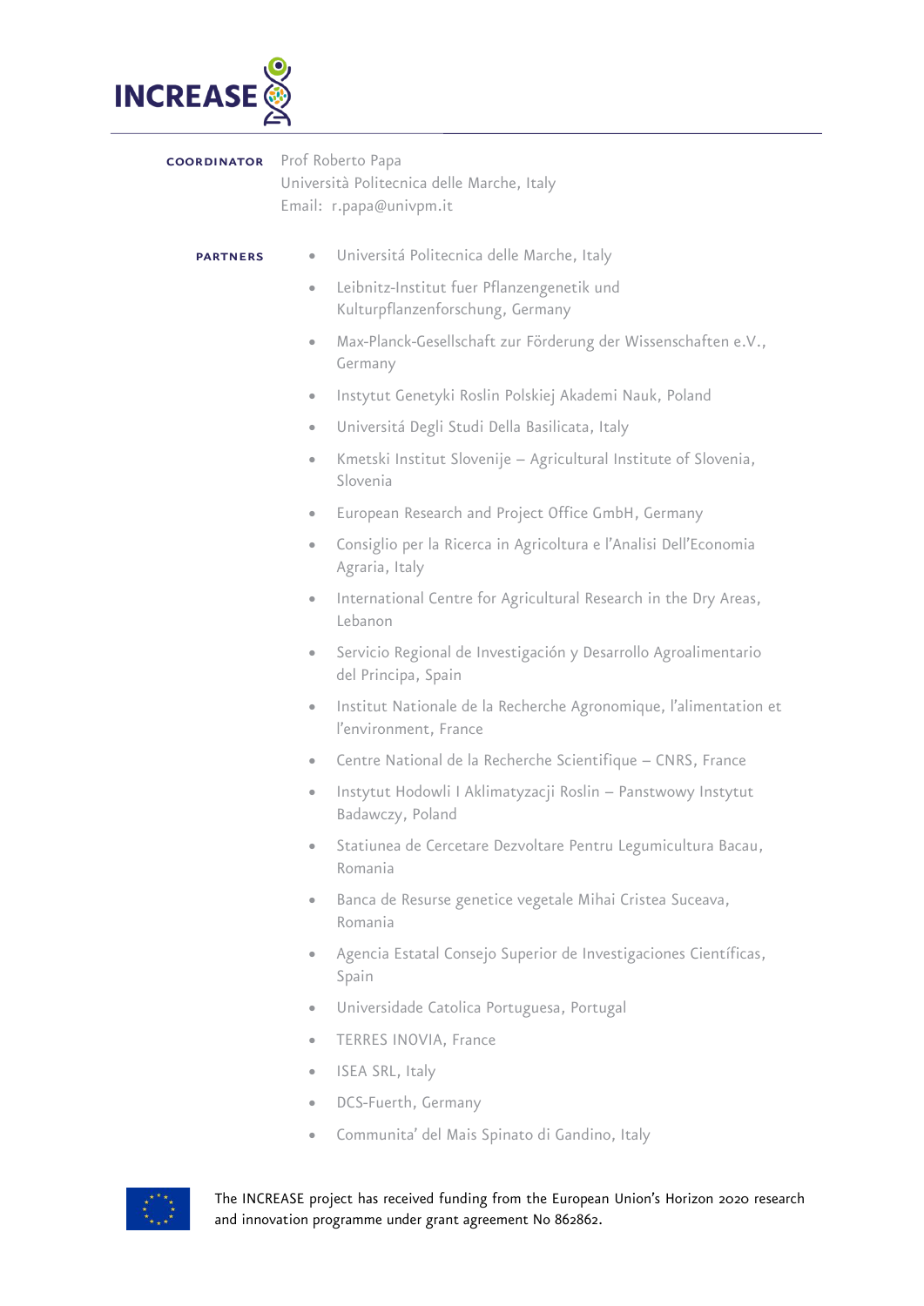**COORDINATOR**

Prof Roberto Papa
Università Politecnica delle Marche, Italy
Email: r.papa@univpm.it

**PARTNERS**

- Universitá Politecnica delle Marche, Italy
- Leibnitz-Institut fuer Pflanzengenetik und Kulturpflanzenforschung, Germany
- Max-Planck-Gesellschaft zur Förderung der Wissenschaften e.V., Germany
- Instytut Genetyki Roslin Polskiej Akademi Nauk, Poland
- Universitá Degli Studi Della Basilicata, Italy
- Kmetski Institut Slovenije – Agricultural Institute of Slovenia, Slovenia
- European Research and Project Office GmbH, Germany
- Consiglio per la Ricerca in Agricoltura e l'Analisi Dell'Economia Agraria, Italy
- International Centre for Agricultural Research in the Dry Areas, Lebanon
- Servicio Regional de Investigación y Desarrollo Agroalimentario del Principa, Spain
- Institut Nationale de la Recherche Agronomique, l'alimentation et l'environment, France
- Centre National de la Recherche Scientifique – CNRS, France
- Instytut Hodowli I Aklimatyzacji Roslin – Panstwowy Instytut Badawczy, Poland
- Statiunea de Cercetare Dezvoltare Pentru Legumicultura Bacau, Romania
- Banca de Resurse genetice vegetale Mihai Cristea Suceava, Romania
- Agencia Estatal Consejo Superior de Investigaciones Científicas, Spain
- Universidade Catolica Portuguesa, Portugal
- TERRES INOVIA, France
- ISEA SRL, Italy
- DCS-Fuerth, Germany
- Communita' del Mais Spinato di Gandino, Italy

The INCREASE project has received funding from the European Union's Horizon 2020 research and innovation programme under grant agreement No 862862.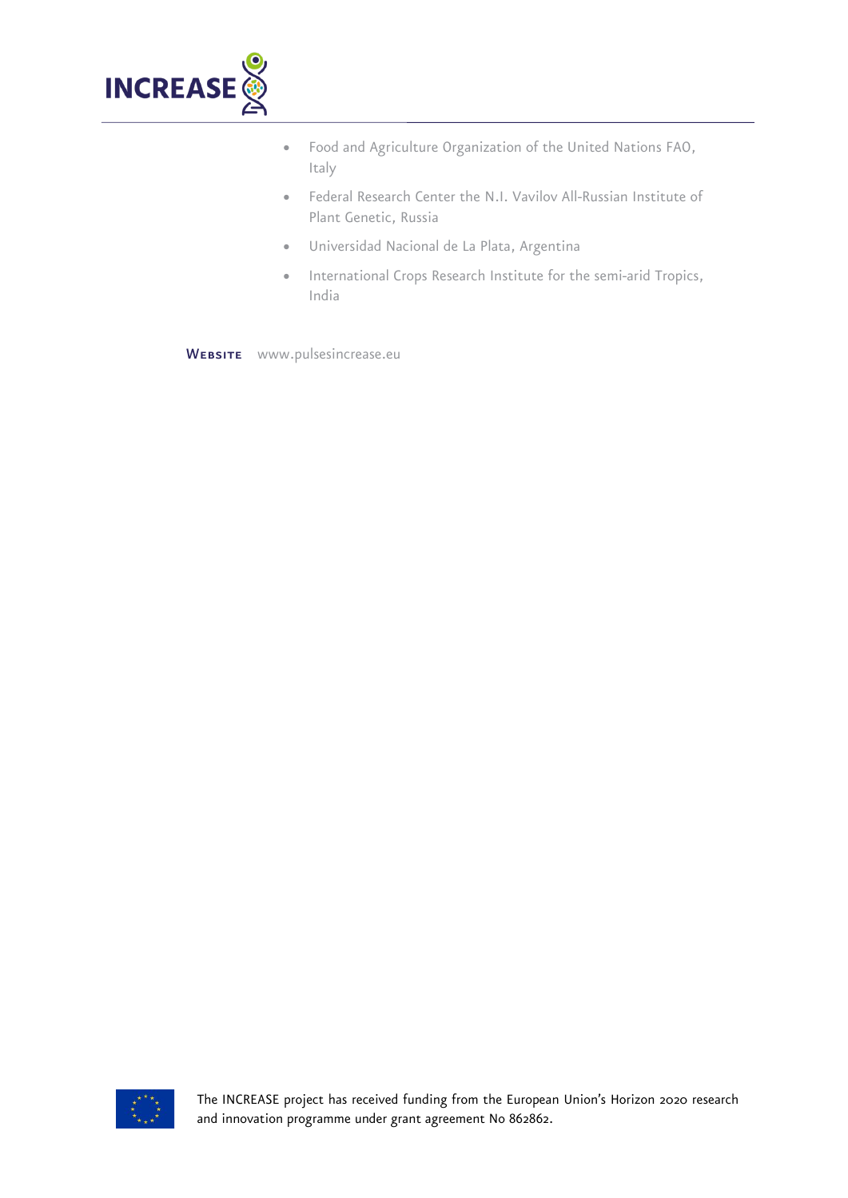- Food and Agriculture Organization of the United Nations FAO, Italy
- Federal Research Center the N.I. Vavilov All-Russian Institute of Plant Genetic, Russia
- Universidad Nacional de La Plata, Argentina
- International Crops Research Institute for the semi-arid Tropics, India

**Website** www.pulsesincrease.eu

The INCREASE project has received funding from the European Union's Horizon 2020 research and innovation programme under grant agreement No 862862.